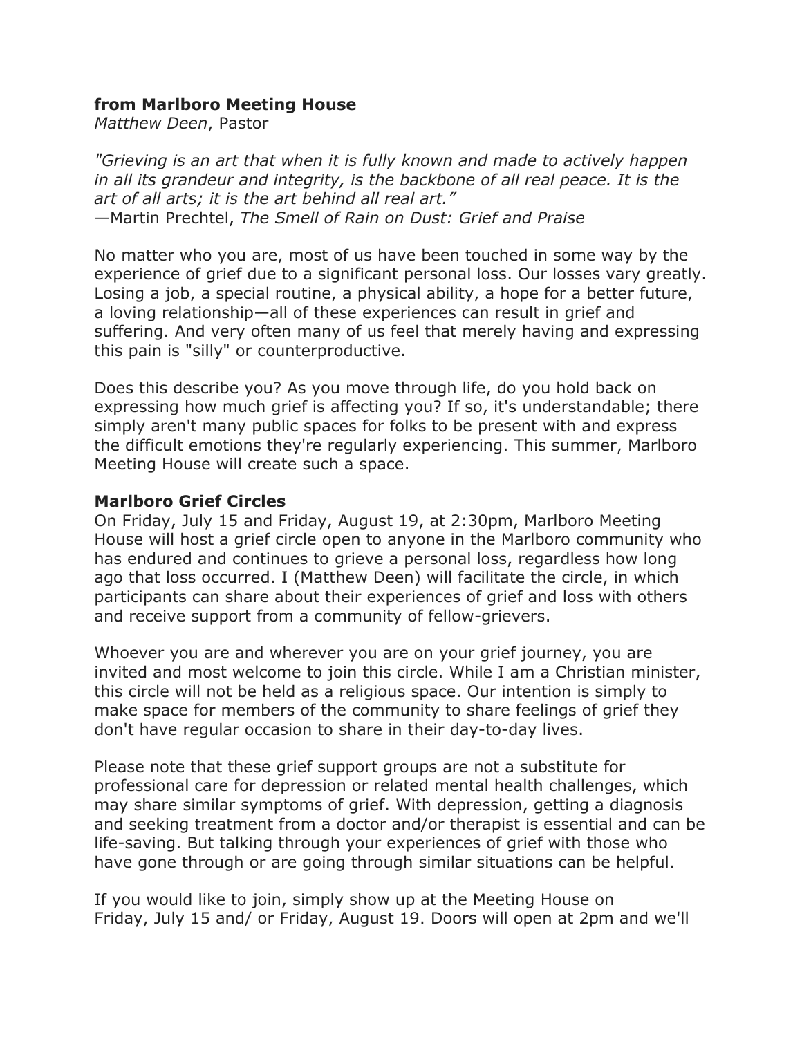**from Marlboro Meeting House**
*Matthew Deen*, Pastor

*"Grieving is an art that when it is fully known and made to actively happen in all its grandeur and integrity, is the backbone of all real peace. It is the art of all arts; it is the art behind all real art."*
—Martin Prechtel, *The Smell of Rain on Dust: Grief and Praise*

No matter who you are, most of us have been touched in some way by the experience of grief due to a significant personal loss. Our losses vary greatly. Losing a job, a special routine, a physical ability, a hope for a better future, a loving relationship—all of these experiences can result in grief and suffering. And very often many of us feel that merely having and expressing this pain is "silly" or counterproductive.

Does this describe you? As you move through life, do you hold back on expressing how much grief is affecting you? If so, it's understandable; there simply aren't many public spaces for folks to be present with and express the difficult emotions they're regularly experiencing. This summer, Marlboro Meeting House will create such a space.

**Marlboro Grief Circles**
On Friday, July 15 and Friday, August 19, at 2:30pm, Marlboro Meeting House will host a grief circle open to anyone in the Marlboro community who has endured and continues to grieve a personal loss, regardless how long ago that loss occurred. I (Matthew Deen) will facilitate the circle, in which participants can share about their experiences of grief and loss with others and receive support from a community of fellow-grievers.

Whoever you are and wherever you are on your grief journey, you are invited and most welcome to join this circle. While I am a Christian minister, this circle will not be held as a religious space. Our intention is simply to make space for members of the community to share feelings of grief they don't have regular occasion to share in their day-to-day lives.

Please note that these grief support groups are not a substitute for professional care for depression or related mental health challenges, which may share similar symptoms of grief. With depression, getting a diagnosis and seeking treatment from a doctor and/or therapist is essential and can be life-saving. But talking through your experiences of grief with those who have gone through or are going through similar situations can be helpful.

If you would like to join, simply show up at the Meeting House on Friday, July 15 and/ or Friday, August 19. Doors will open at 2pm and we'll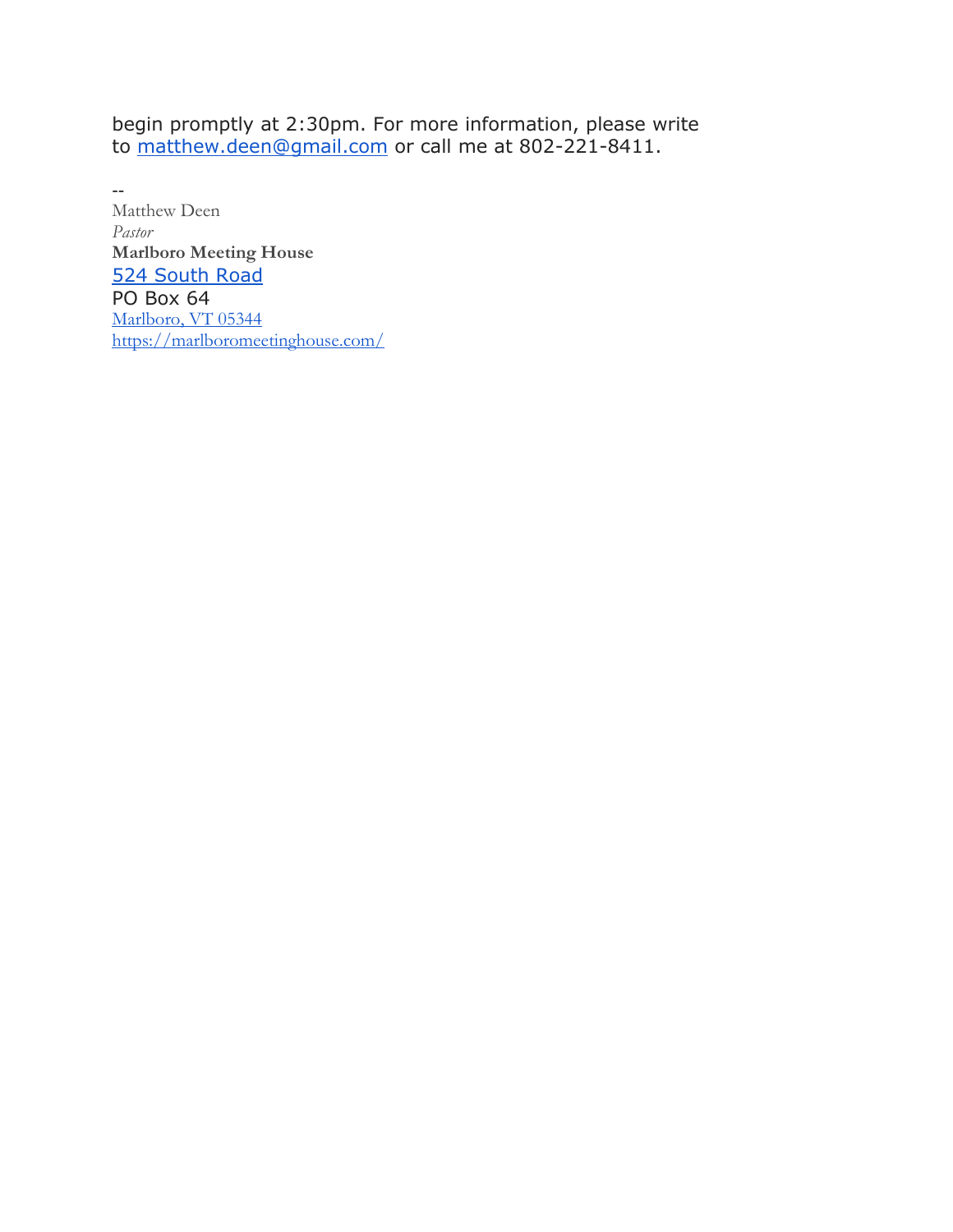begin promptly at 2:30pm. For more information, please write to matthew.deen@gmail.com or call me at 802-221-8411.

--
Matthew Deen
*Pastor*
**Marlboro Meeting House**
524 South Road
PO Box 64
Marlboro, VT 05344
https://marlboromeetinghouse.com/